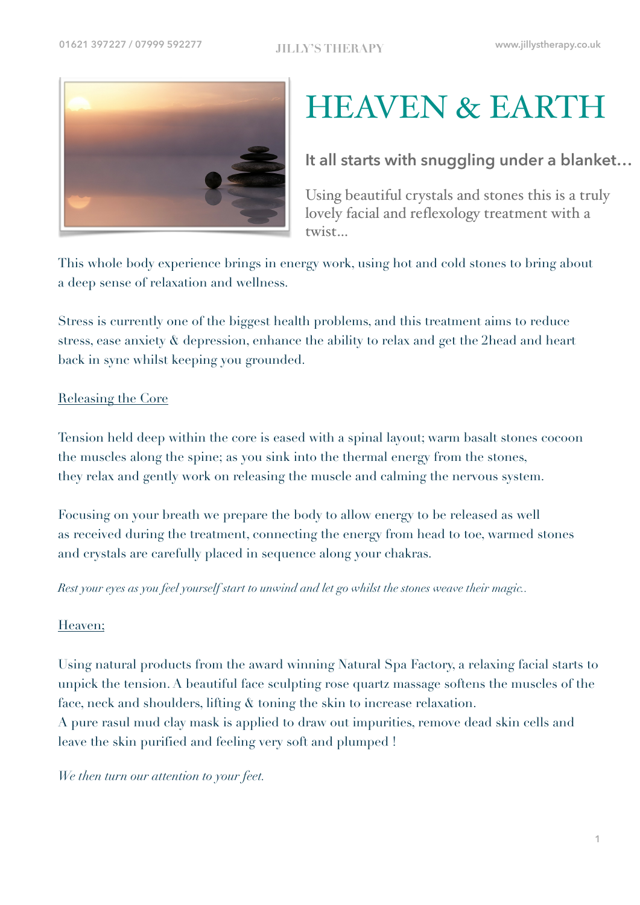# HEAVEN & EARTH

**It all starts with snuggling under a blanket…**

Using beautiful crystals and stones this is a truly lovely facial and reflexology treatment with a twist…

This whole body experience brings in energy work, using hot and cold stones to bring about a deep sense of relaxation and wellness.

Stress is currently one of the biggest health problems, and this treatment aims to reduce stress, ease anxiety & depression, enhance the ability to relax and get the 2head and heart back in sync whilst keeping you grounded.

<u>Releasing the Core</u>

Tension held deep within the core is eased with a spinal layout; warm basalt stones cocoon the muscles along the spine; as you sink into the thermal energy from the stones, they relax and gently work on releasing the muscle and calming the nervous system.

Focusing on your breath we prepare the body to allow energy to be released as well as received during the treatment, connecting the energy from head to toe, warmed stones and crystals are carefully placed in sequence along your chakras.

*Rest your eyes as you feel yourself start to unwind and let go whilst the stones weave their magic..*

<u>Heaven;</u>

Using natural products from the award winning Natural Spa Factory, a relaxing facial starts to unpick the tension. A beautiful face sculpting rose quartz massage softens the muscles of the face, neck and shoulders, lifting & toning the skin to increase relaxation.
A pure rasul mud clay mask is applied to draw out impurities, remove dead skin cells and leave the skin purified and feeling very soft and plumped !

*We then turn our attention to your feet.*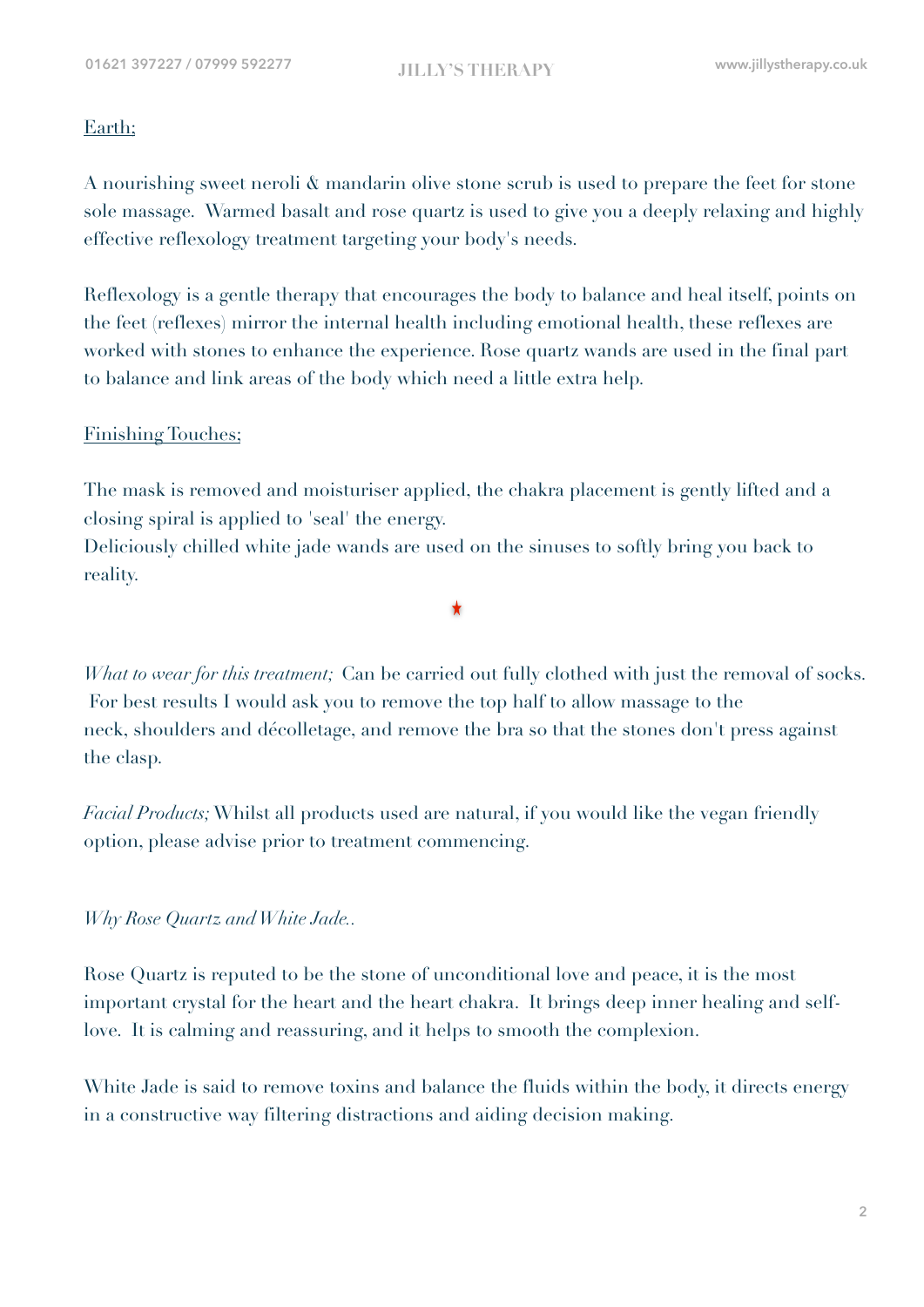Earth;

A nourishing sweet neroli & mandarin olive stone scrub is used to prepare the feet for stone sole massage.  Warmed basalt and rose quartz is used to give you a deeply relaxing and highly effective reflexology treatment targeting your body's needs.

Reflexology is a gentle therapy that encourages the body to balance and heal itself, points on the feet (reflexes) mirror the internal health including emotional health, these reflexes are worked with stones to enhance the experience. Rose quartz wands are used in the final part to balance and link areas of the body which need a little extra help.

Finishing Touches;

The mask is removed and moisturiser applied, the chakra placement is gently lifted and a closing spiral is applied to 'seal' the energy.
Deliciously chilled white jade wands are used on the sinuses to softly bring you back to reality.

*What to wear for this treatment;* Can be carried out fully clothed with just the removal of socks. For best results I would ask you to remove the top half to allow massage to the neck, shoulders and décolletage, and remove the bra so that the stones don't press against the clasp.

*Facial Products;* Whilst all products used are natural, if you would like the vegan friendly option, please advise prior to treatment commencing.

*Why Rose Quartz and White Jade..*

Rose Quartz is reputed to be the stone of unconditional love and peace, it is the most important crystal for the heart and the heart chakra.  It brings deep inner healing and self-love.  It is calming and reassuring, and it helps to smooth the complexion.

White Jade is said to remove toxins and balance the fluids within the body, it directs energy in a constructive way filtering distractions and aiding decision making.